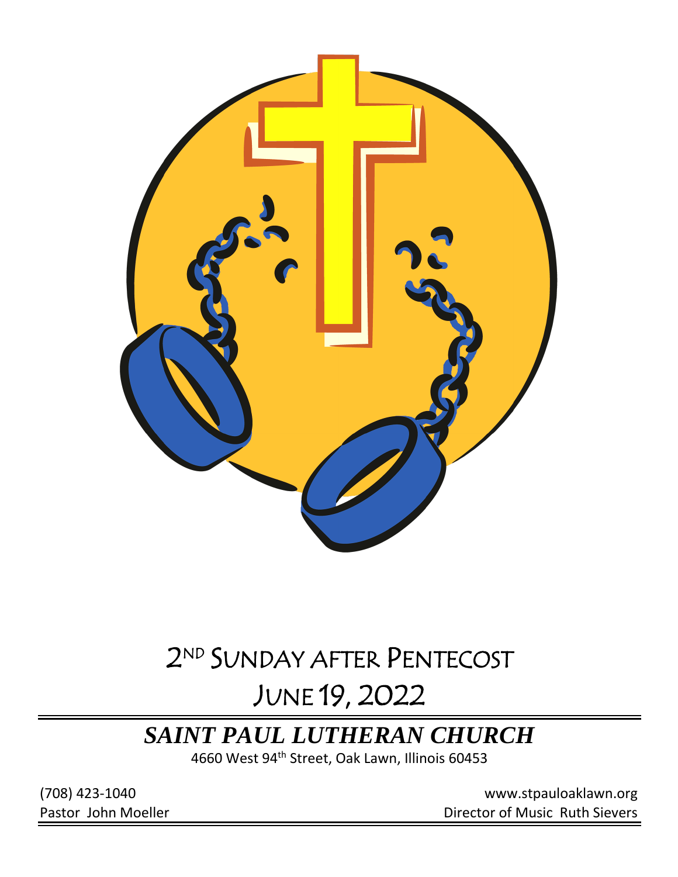# 2ND SUNDAY AFTER PENTECOST

# JUNE 19, 2022

## *SAINT PAUL LUTHERAN CHURCH*

4660 West 94th Street, Oak Lawn, Illinois 60453

(708) 423-1040

www.stpauloaklawn.org

Pastor John Moeller

Director of Music Ruth Sievers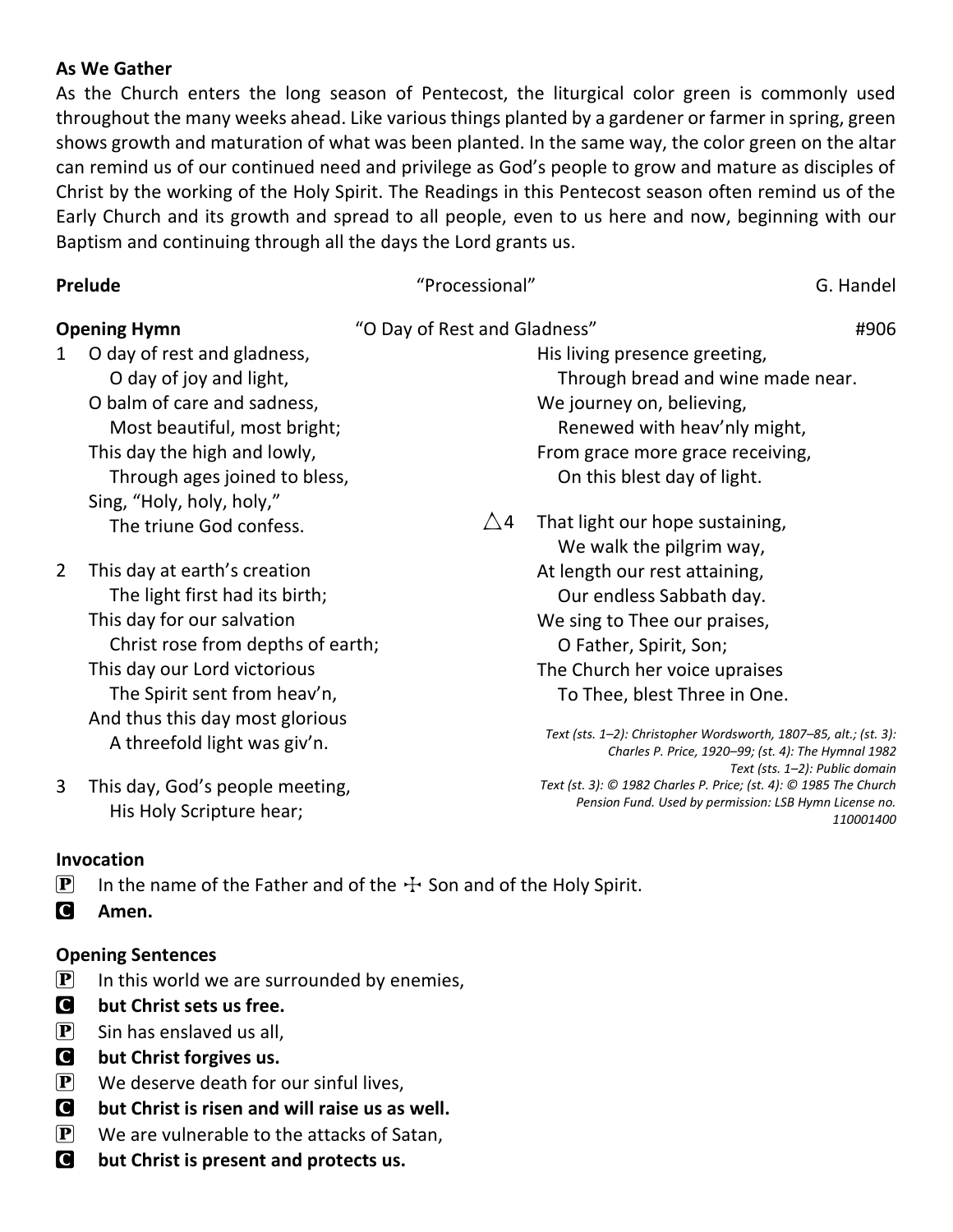**As We Gather**

As the Church enters the long season of Pentecost, the liturgical color green is commonly used throughout the many weeks ahead. Like various things planted by a gardener or farmer in spring, green shows growth and maturation of what was been planted. In the same way, the color green on the altar can remind us of our continued need and privilege as God's people to grow and mature as disciples of Christ by the working of the Holy Spirit. The Readings in this Pentecost season often remind us of the Early Church and its growth and spread to all people, even to us here and now, beginning with our Baptism and continuing through all the days the Lord grants us.

**Prelude** "Processional" G. Handel

**Opening Hymn** "O Day of Rest and Gladness" #906

1 O day of rest and gladness,
O day of joy and light,
O balm of care and sadness,
Most beautiful, most bright;
This day the high and lowly,
Through ages joined to bless,
Sing, "Holy, holy, holy,"
The triune God confess.

2 This day at earth's creation
The light first had its birth;
This day for our salvation
Christ rose from depths of earth;
This day our Lord victorious
The Spirit sent from heav'n,
And thus this day most glorious
A threefold light was giv'n.

3 This day, God's people meeting,
His Holy Scripture hear;
His living presence greeting,
Through bread and wine made near.
We journey on, believing,
Renewed with heav'nly might,
From grace more grace receiving,
On this blest day of light.

△4 That light our hope sustaining,
We walk the pilgrim way,
At length our rest attaining,
Our endless Sabbath day.
We sing to Thee our praises,
O Father, Spirit, Son;
The Church her voice upraises
To Thee, blest Three in One.

*Text (sts. 1–2): Christopher Wordsworth, 1807–85, alt.; (st. 3): Charles P. Price, 1920–99; (st. 4): The Hymnal 1982*
*Text (sts. 1–2): Public domain*
*Text (st. 3): © 1982 Charles P. Price; (st. 4): © 1985 The Church Pension Fund. Used by permission: LSB Hymn License no. 110001400*

**Invocation**

P In the name of the Father and of the ☩ Son and of the Holy Spirit.
C **Amen.**

**Opening Sentences**

P In this world we are surrounded by enemies,
C **but Christ sets us free.**
P Sin has enslaved us all,
C **but Christ forgives us.**
P We deserve death for our sinful lives,
C **but Christ is risen and will raise us as well.**
P We are vulnerable to the attacks of Satan,
C **but Christ is present and protects us.**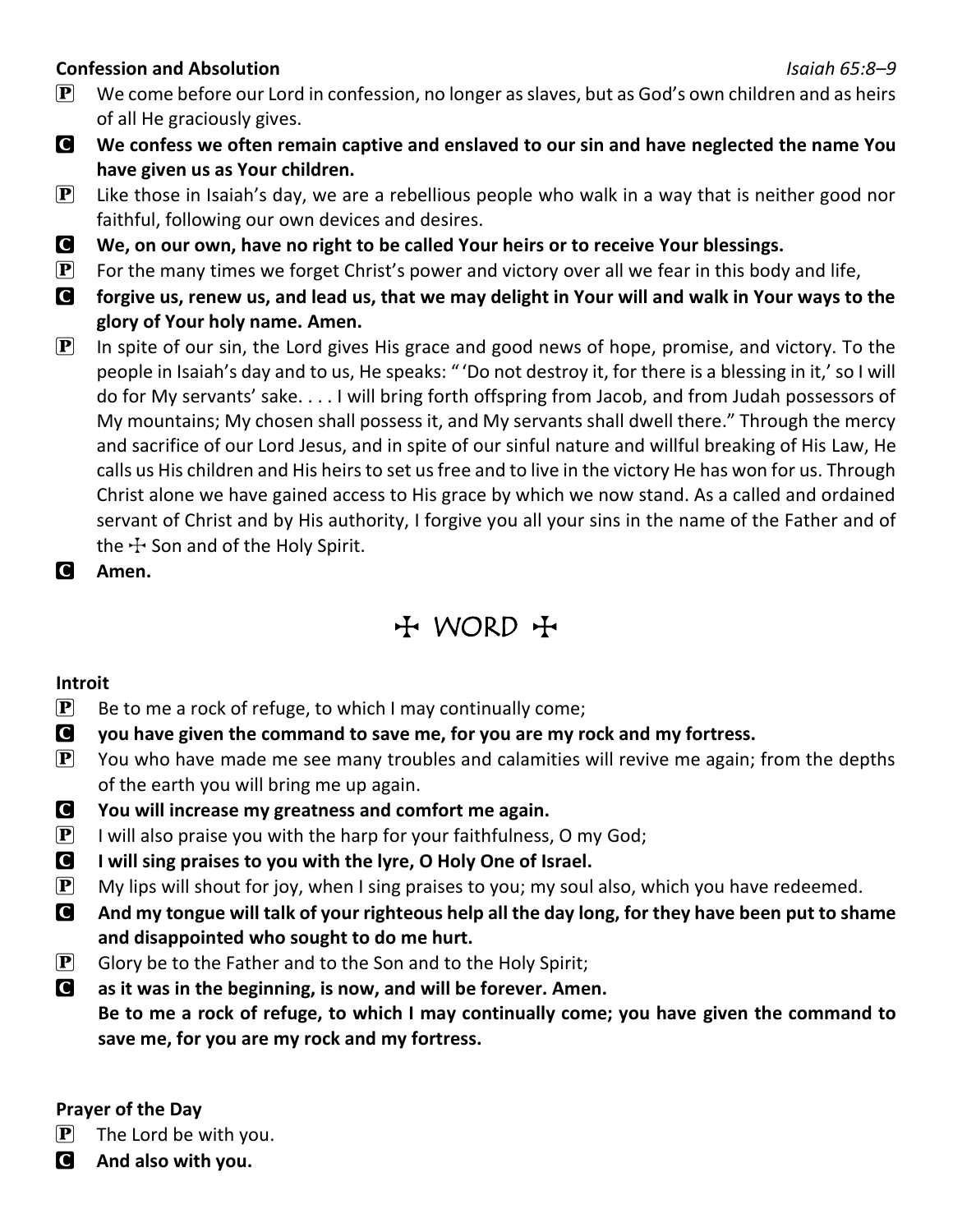**Confession and Absolution** *Isaiah 65:8–9*

P We come before our Lord in confession, no longer as slaves, but as God's own children and as heirs of all He graciously gives.

C **We confess we often remain captive and enslaved to our sin and have neglected the name You have given us as Your children.**

P Like those in Isaiah's day, we are a rebellious people who walk in a way that is neither good nor faithful, following our own devices and desires.

C **We, on our own, have no right to be called Your heirs or to receive Your blessings.**

P For the many times we forget Christ's power and victory over all we fear in this body and life,

C **forgive us, renew us, and lead us, that we may delight in Your will and walk in Your ways to the glory of Your holy name. Amen.**

P In spite of our sin, the Lord gives His grace and good news of hope, promise, and victory. To the people in Isaiah's day and to us, He speaks: "'Do not destroy it, for there is a blessing in it,' so I will do for My servants' sake. . . . I will bring forth offspring from Jacob, and from Judah possessors of My mountains; My chosen shall possess it, and My servants shall dwell there." Through the mercy and sacrifice of our Lord Jesus, and in spite of our sinful nature and willful breaking of His Law, He calls us His children and His heirs to set us free and to live in the victory He has won for us. Through Christ alone we have gained access to His grace by which we now stand. As a called and ordained servant of Christ and by His authority, I forgive you all your sins in the name of the Father and of the ☩ Son and of the Holy Spirit.

C **Amen.**

# ☩ WORD ☩

**Introit**

P Be to me a rock of refuge, to which I may continually come;

C **you have given the command to save me, for you are my rock and my fortress.**

P You who have made me see many troubles and calamities will revive me again; from the depths of the earth you will bring me up again.

C **You will increase my greatness and comfort me again.**

P I will also praise you with the harp for your faithfulness, O my God;

C **I will sing praises to you with the lyre, O Holy One of Israel.**

P My lips will shout for joy, when I sing praises to you; my soul also, which you have redeemed.

C **And my tongue will talk of your righteous help all the day long, for they have been put to shame and disappointed who sought to do me hurt.**

P Glory be to the Father and to the Son and to the Holy Spirit;

C **as it was in the beginning, is now, and will be forever. Amen.**
**Be to me a rock of refuge, to which I may continually come; you have given the command to save me, for you are my rock and my fortress.**

**Prayer of the Day**

P The Lord be with you.

C **And also with you.**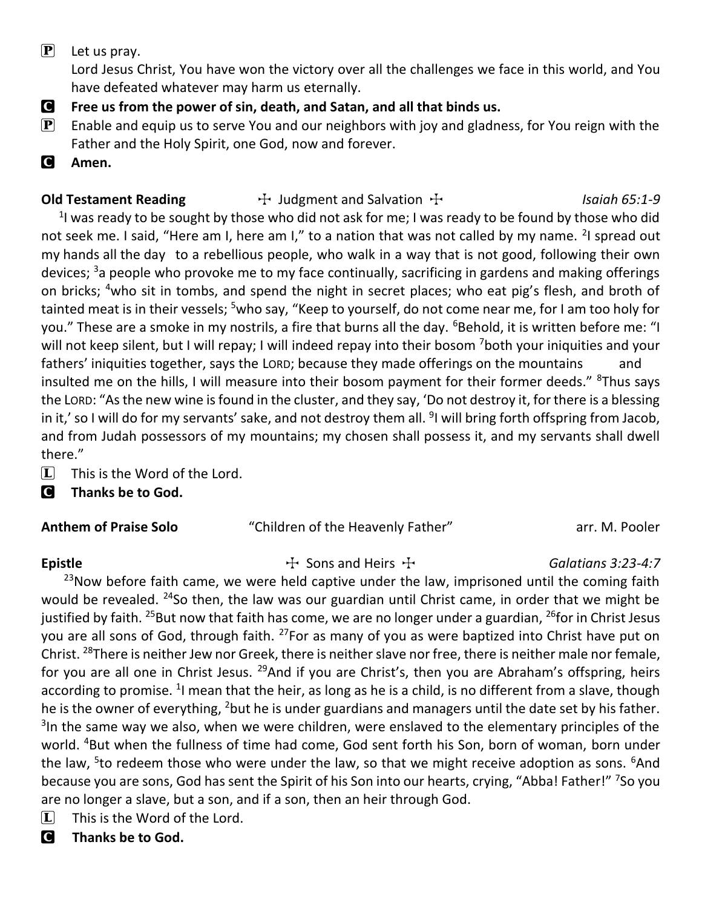**P** Let us pray.
Lord Jesus Christ, You have won the victory over all the challenges we face in this world, and You have defeated whatever may harm us eternally.

**C** **Free us from the power of sin, death, and Satan, and all that binds us.**

**P** Enable and equip us to serve You and our neighbors with joy and gladness, for You reign with the Father and the Holy Spirit, one God, now and forever.

**C** **Amen.**

**Old Testament Reading** ☩ Judgment and Salvation ☩ *Isaiah 65:1-9*

[1]I was ready to be sought by those who did not ask for me; I was ready to be found by those who did not seek me. I said, "Here am I, here am I," to a nation that was not called by my name. [2]I spread out my hands all the day to a rebellious people, who walk in a way that is not good, following their own devices; [3]a people who provoke me to my face continually, sacrificing in gardens and making offerings on bricks; [4]who sit in tombs, and spend the night in secret places; who eat pig's flesh, and broth of tainted meat is in their vessels; [5]who say, "Keep to yourself, do not come near me, for I am too holy for you." These are a smoke in my nostrils, a fire that burns all the day. [6]Behold, it is written before me: "I will not keep silent, but I will repay; I will indeed repay into their bosom [7]both your iniquities and your fathers' iniquities together, says the LORD; because they made offerings on the mountains and insulted me on the hills, I will measure into their bosom payment for their former deeds." [8]Thus says the LORD: "As the new wine is found in the cluster, and they say, 'Do not destroy it, for there is a blessing in it,' so I will do for my servants' sake, and not destroy them all. [9]I will bring forth offspring from Jacob, and from Judah possessors of my mountains; my chosen shall possess it, and my servants shall dwell there."

**L** This is the Word of the Lord.

**C** **Thanks be to God.**

**Anthem of Praise Solo** "Children of the Heavenly Father" arr. M. Pooler

**Epistle** ☩ Sons and Heirs ☩ *Galatians 3:23-4:7*

[23]Now before faith came, we were held captive under the law, imprisoned until the coming faith would be revealed. [24]So then, the law was our guardian until Christ came, in order that we might be justified by faith. [25]But now that faith has come, we are no longer under a guardian, [26]for in Christ Jesus you are all sons of God, through faith. [27]For as many of you as were baptized into Christ have put on Christ. [28]There is neither Jew nor Greek, there is neither slave nor free, there is neither male nor female, for you are all one in Christ Jesus. [29]And if you are Christ's, then you are Abraham's offspring, heirs according to promise. [1]I mean that the heir, as long as he is a child, is no different from a slave, though he is the owner of everything, [2]but he is under guardians and managers until the date set by his father. [3]In the same way we also, when we were children, were enslaved to the elementary principles of the world. [4]But when the fullness of time had come, God sent forth his Son, born of woman, born under the law, [5]to redeem those who were under the law, so that we might receive adoption as sons. [6]And because you are sons, God has sent the Spirit of his Son into our hearts, crying, "Abba! Father!" [7]So you are no longer a slave, but a son, and if a son, then an heir through God.

**L** This is the Word of the Lord.

**C** **Thanks be to God.**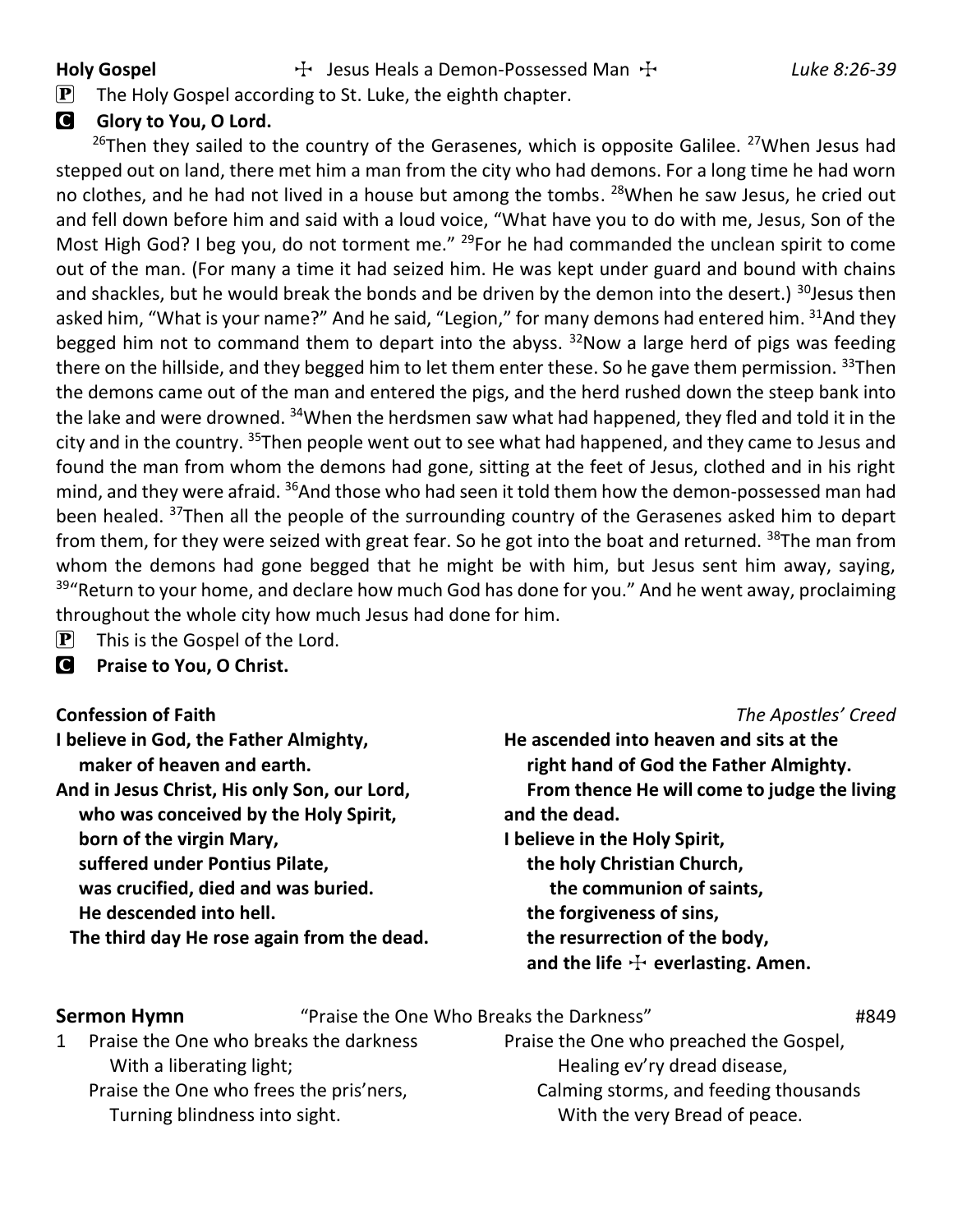**Holy Gospel** ☩ Jesus Heals a Demon-Possessed Man ☩ *Luke 8:26-39*

**P** The Holy Gospel according to St. Luke, the eighth chapter.

**C** **Glory to You, O Lord.**

[26]Then they sailed to the country of the Gerasenes, which is opposite Galilee. [27]When Jesus had stepped out on land, there met him a man from the city who had demons. For a long time he had worn no clothes, and he had not lived in a house but among the tombs. [28]When he saw Jesus, he cried out and fell down before him and said with a loud voice, "What have you to do with me, Jesus, Son of the Most High God? I beg you, do not torment me." [29]For he had commanded the unclean spirit to come out of the man. (For many a time it had seized him. He was kept under guard and bound with chains and shackles, but he would break the bonds and be driven by the demon into the desert.) [30]Jesus then asked him, "What is your name?" And he said, "Legion," for many demons had entered him. [31]And they begged him not to command them to depart into the abyss. [32]Now a large herd of pigs was feeding there on the hillside, and they begged him to let them enter these. So he gave them permission. [33]Then the demons came out of the man and entered the pigs, and the herd rushed down the steep bank into the lake and were drowned. [34]When the herdsmen saw what had happened, they fled and told it in the city and in the country. [35]Then people went out to see what had happened, and they came to Jesus and found the man from whom the demons had gone, sitting at the feet of Jesus, clothed and in his right mind, and they were afraid. [36]And those who had seen it told them how the demon-possessed man had been healed. [37]Then all the people of the surrounding country of the Gerasenes asked him to depart from them, for they were seized with great fear. So he got into the boat and returned. [38]The man from whom the demons had gone begged that he might be with him, but Jesus sent him away, saying, [39]"Return to your home, and declare how much God has done for you." And he went away, proclaiming throughout the whole city how much Jesus had done for him.

**P** This is the Gospel of the Lord.

**C** **Praise to You, O Christ.**

**Confession of Faith** *The Apostles' Creed*

**I believe in God, the Father Almighty,**
**maker of heaven and earth.**
**And in Jesus Christ, His only Son, our Lord,**
**who was conceived by the Holy Spirit,**
**born of the virgin Mary,**
**suffered under Pontius Pilate,**
**was crucified, died and was buried.**
**He descended into hell.**
**The third day He rose again from the dead.**
**He ascended into heaven and sits at the**
**right hand of God the Father Almighty.**
**From thence He will come to judge the living and the dead.**
**I believe in the Holy Spirit,**
**the holy Christian Church,**
**the communion of saints,**
**the forgiveness of sins,**
**the resurrection of the body,**
**and the life ☩ everlasting. Amen.**

**Sermon Hymn** "Praise the One Who Breaks the Darkness" #849

1 Praise the One who breaks the darkness
With a liberating light;
Praise the One who frees the pris'ners,
Turning blindness into sight.
Praise the One who preached the Gospel,
Healing ev'ry dread disease,
Calming storms, and feeding thousands
With the very Bread of peace.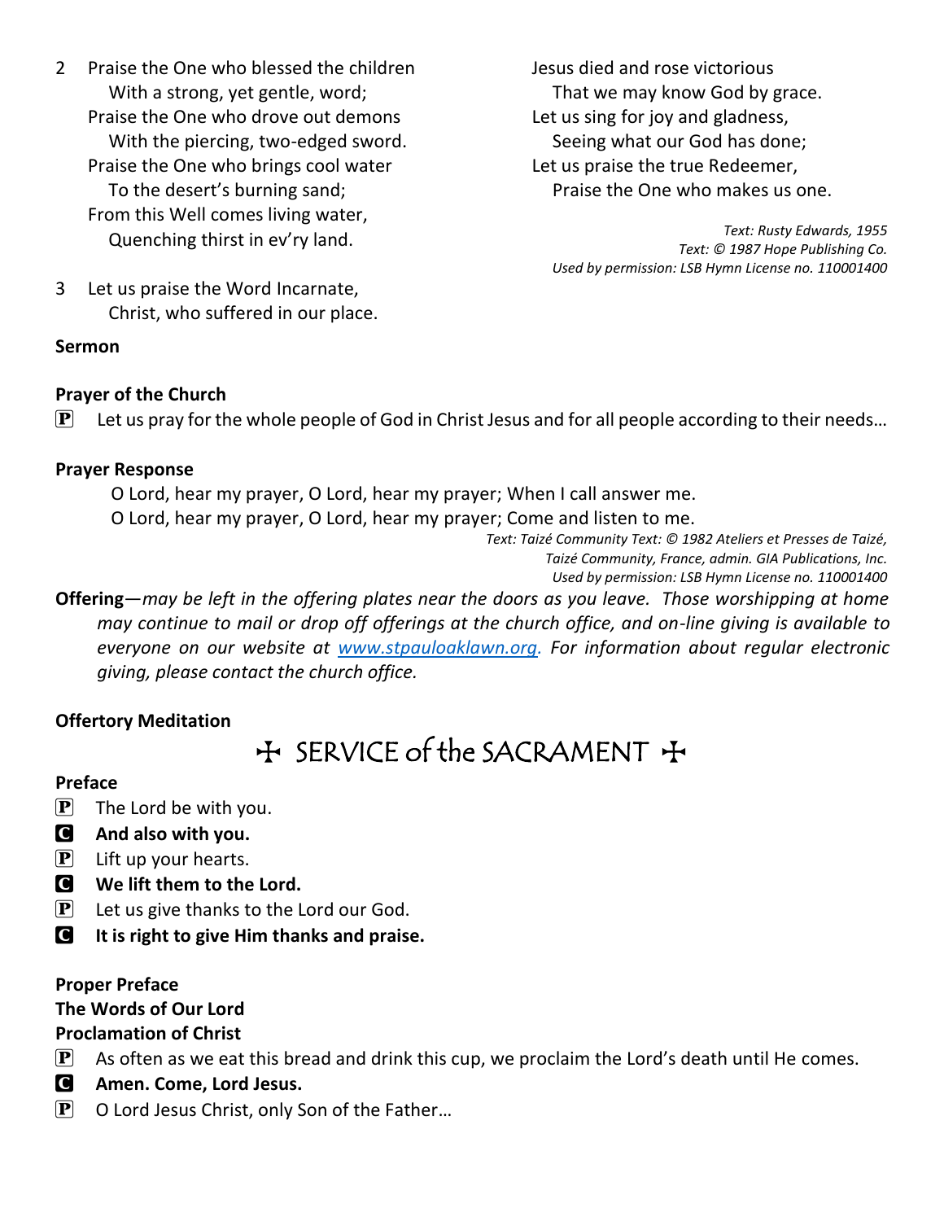2 Praise the One who blessed the children
 With a strong, yet gentle, word;
 Praise the One who drove out demons
 With the piercing, two-edged sword.
 Praise the One who brings cool water
 To the desert's burning sand;
 From this Well comes living water,
 Quenching thirst in ev'ry land.

3 Let us praise the Word Incarnate,
 Christ, who suffered in our place.
 Jesus died and rose victorious
 That we may know God by grace.
 Let us sing for joy and gladness,
 Seeing what our God has done;
 Let us praise the true Redeemer,
 Praise the One who makes us one.

*Text: Rusty Edwards, 1955*
*Text: © 1987 Hope Publishing Co.*
*Used by permission: LSB Hymn License no. 110001400*

**Sermon**

**Prayer of the Church**

P Let us pray for the whole people of God in Christ Jesus and for all people according to their needs…

**Prayer Response**

O Lord, hear my prayer, O Lord, hear my prayer; When I call answer me.
O Lord, hear my prayer, O Lord, hear my prayer; Come and listen to me.

*Text: Taizé Community Text: © 1982 Ateliers et Presses de Taizé,*
*Taizé Community, France, admin. GIA Publications, Inc.*
*Used by permission: LSB Hymn License no. 110001400*

**Offering**—*may be left in the offering plates near the doors as you leave. Those worshipping at home may continue to mail or drop off offerings at the church office, and on-line giving is available to everyone on our website at www.stpauloaklawn.org. For information about regular electronic giving, please contact the church office.*

**Offertory Meditation**

# ✠ SERVICE of the SACRAMENT ✠

**Preface**

P The Lord be with you.
C **And also with you.**
P Lift up your hearts.
C **We lift them to the Lord.**
P Let us give thanks to the Lord our God.
C **It is right to give Him thanks and praise.**

**Proper Preface**
**The Words of Our Lord**
**Proclamation of Christ**

P As often as we eat this bread and drink this cup, we proclaim the Lord's death until He comes.
C **Amen. Come, Lord Jesus.**
P O Lord Jesus Christ, only Son of the Father…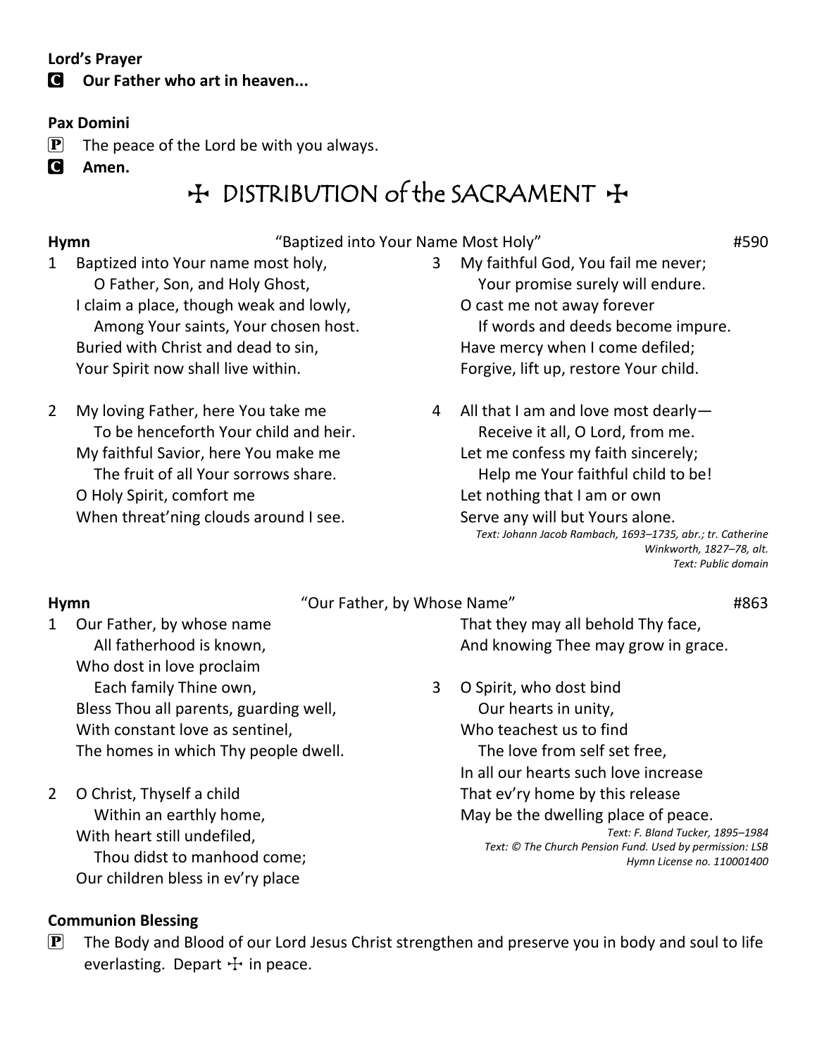**Lord's Prayer**

**C** **Our Father who art in heaven...**

**Pax Domini**

**P** The peace of the Lord be with you always.

**C** **Amen.**

## ☩ DISTRIBUTION of the SACRAMENT ☩

**Hymn** "Baptized into Your Name Most Holy" #590

1 Baptized into Your name most holy,
O Father, Son, and Holy Ghost,
I claim a place, though weak and lowly,
Among Your saints, Your chosen host.
Buried with Christ and dead to sin,
Your Spirit now shall live within.

2 My loving Father, here You take me
To be henceforth Your child and heir.
My faithful Savior, here You make me
The fruit of all Your sorrows share.
O Holy Spirit, comfort me
When threat'ning clouds around I see.

3 My faithful God, You fail me never;
Your promise surely will endure.
O cast me not away forever
If words and deeds become impure.
Have mercy when I come defiled;
Forgive, lift up, restore Your child.

4 All that I am and love most dearly—
Receive it all, O Lord, from me.
Let me confess my faith sincerely;
Help me Your faithful child to be!
Let nothing that I am or own
Serve any will but Yours alone.

*Text: Johann Jacob Rambach, 1693–1735, abr.; tr. Catherine Winkworth, 1827–78, alt.*
*Text: Public domain*

**Hymn** "Our Father, by Whose Name" #863

1 Our Father, by whose name
All fatherhood is known,
Who dost in love proclaim
Each family Thine own,
Bless Thou all parents, guarding well,
With constant love as sentinel,
The homes in which Thy people dwell.

2 O Christ, Thyself a child
Within an earthly home,
With heart still undefiled,
Thou didst to manhood come;
Our children bless in ev'ry place
That they may all behold Thy face,
And knowing Thee may grow in grace.

3 O Spirit, who dost bind
Our hearts in unity,
Who teachest us to find
The love from self set free,
In all our hearts such love increase
That ev'ry home by this release
May be the dwelling place of peace.

*Text: F. Bland Tucker, 1895–1984*
*Text: © The Church Pension Fund. Used by permission: LSB Hymn License no. 110001400*

**Communion Blessing**

**P** The Body and Blood of our Lord Jesus Christ strengthen and preserve you in body and soul to life everlasting. Depart ☩ in peace.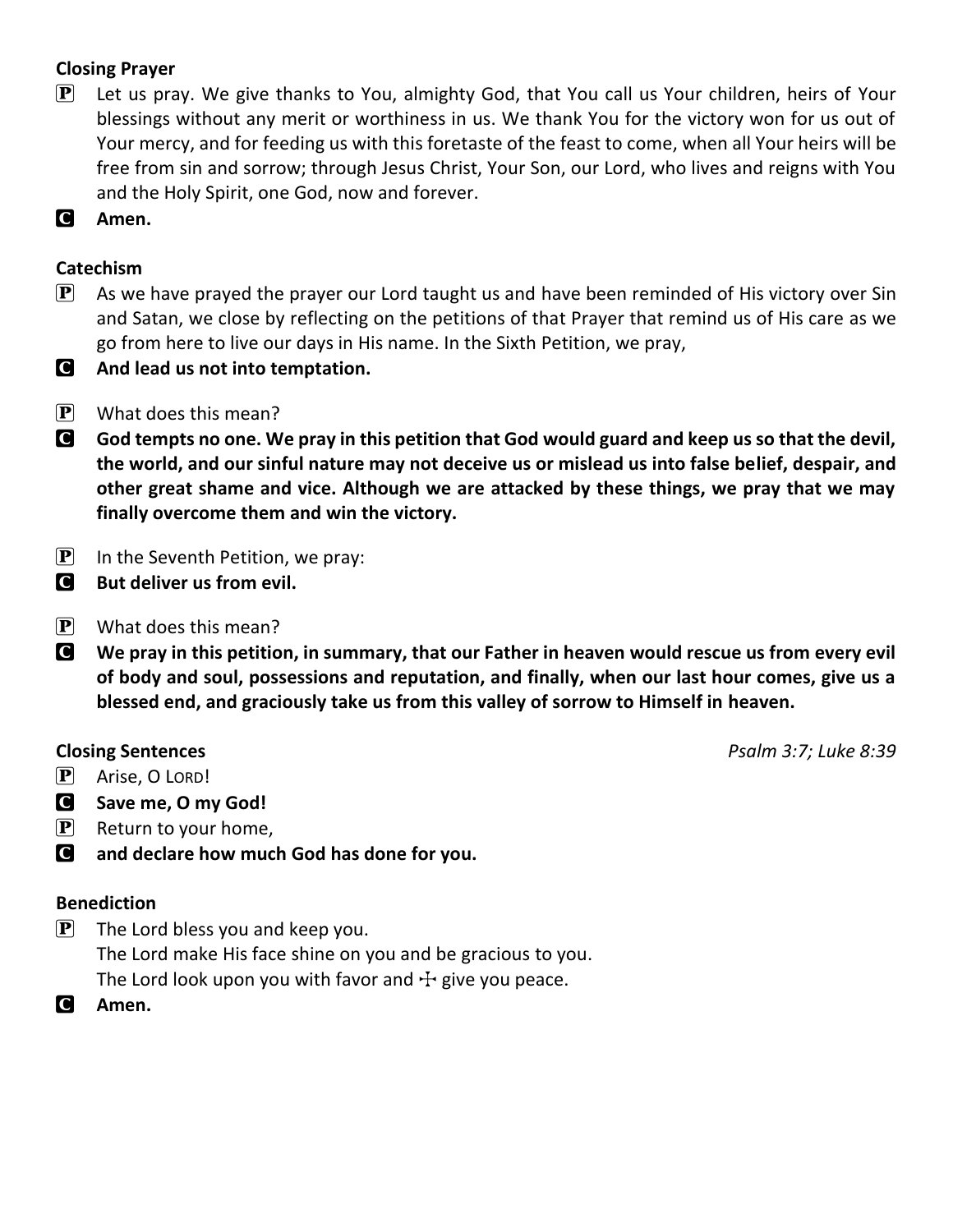**Closing Prayer**

P Let us pray. We give thanks to You, almighty God, that You call us Your children, heirs of Your blessings without any merit or worthiness in us. We thank You for the victory won for us out of Your mercy, and for feeding us with this foretaste of the feast to come, when all Your heirs will be free from sin and sorrow; through Jesus Christ, Your Son, our Lord, who lives and reigns with You and the Holy Spirit, one God, now and forever.

C **Amen.**

**Catechism**

P As we have prayed the prayer our Lord taught us and have been reminded of His victory over Sin and Satan, we close by reflecting on the petitions of that Prayer that remind us of His care as we go from here to live our days in His name. In the Sixth Petition, we pray,

C **And lead us not into temptation.**

P What does this mean?

C **God tempts no one. We pray in this petition that God would guard and keep us so that the devil, the world, and our sinful nature may not deceive us or mislead us into false belief, despair, and other great shame and vice. Although we are attacked by these things, we pray that we may finally overcome them and win the victory.**

P In the Seventh Petition, we pray:

C **But deliver us from evil.**

P What does this mean?

C **We pray in this petition, in summary, that our Father in heaven would rescue us from every evil of body and soul, possessions and reputation, and finally, when our last hour comes, give us a blessed end, and graciously take us from this valley of sorrow to Himself in heaven.**

**Closing Sentences** *Psalm 3:7; Luke 8:39*

P Arise, O LORD!

C **Save me, O my God!**

P Return to your home,

C **and declare how much God has done for you.**

**Benediction**

P The Lord bless you and keep you.
The Lord make His face shine on you and be gracious to you.
The Lord look upon you with favor and ☩ give you peace.

C **Amen.**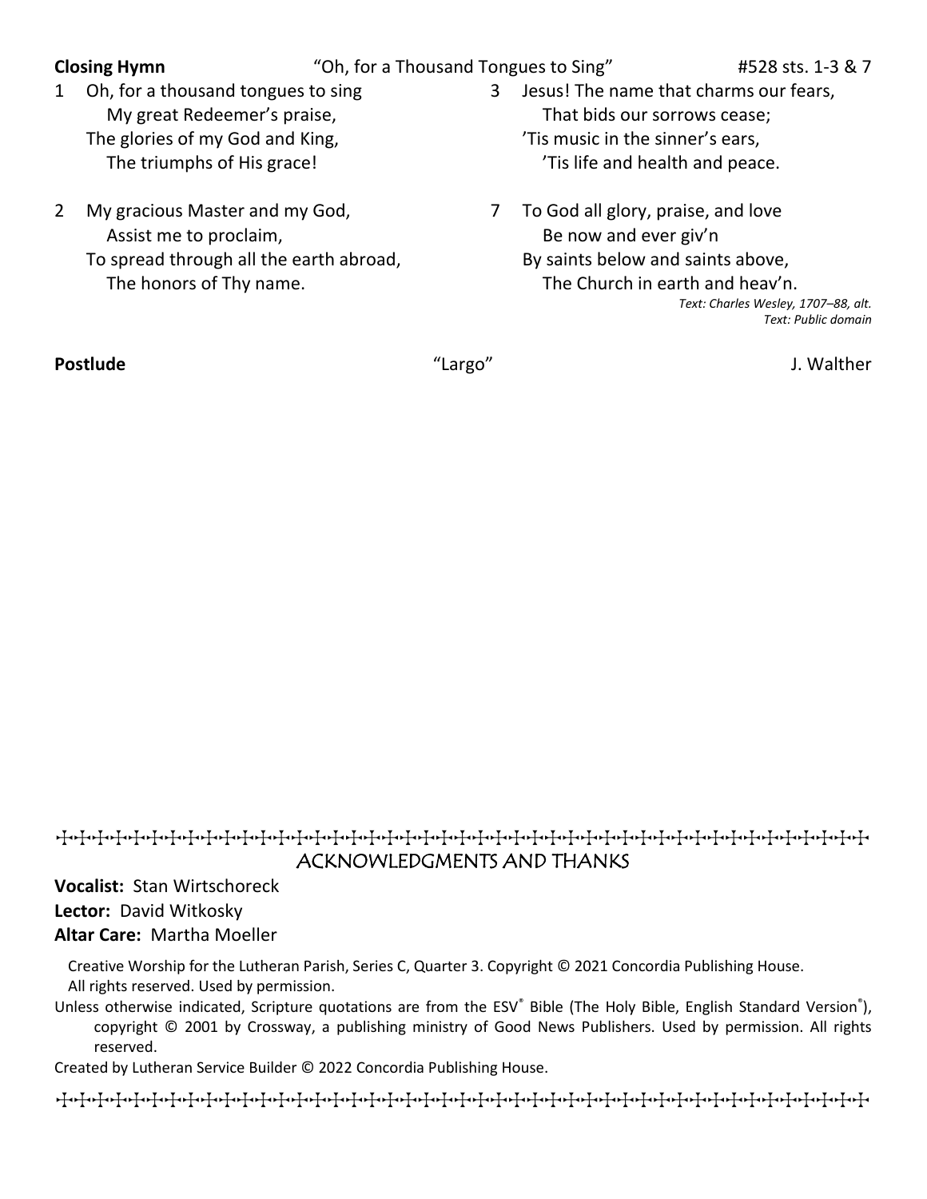**Closing Hymn** "Oh, for a Thousand Tongues to Sing" #528 sts. 1-3 & 7

1 Oh, for a thousand tongues to sing
  My great Redeemer's praise,
The glories of my God and King,
  The triumphs of His grace!

2 My gracious Master and my God,
  Assist me to proclaim,
To spread through all the earth abroad,
  The honors of Thy name.

3 Jesus! The name that charms our fears,
  That bids our sorrows cease;
'Tis music in the sinner's ears,
  'Tis life and health and peace.

7 To God all glory, praise, and love
  Be now and ever giv'n
By saints below and saints above,
  The Church in earth and heav'n.

*Text: Charles Wesley, 1707–88, alt.*
*Text: Public domain*

**Postlude** "Largo" J. Walther

## ACKNOWLEDGMENTS AND THANKS

**Vocalist:** Stan Wirtschoreck
**Lector:** David Witkosky
**Altar Care:** Martha Moeller

Creative Worship for the Lutheran Parish, Series C, Quarter 3. Copyright © 2021 Concordia Publishing House. All rights reserved. Used by permission.

Unless otherwise indicated, Scripture quotations are from the ESV® Bible (The Holy Bible, English Standard Version®), copyright © 2001 by Crossway, a publishing ministry of Good News Publishers. Used by permission. All rights reserved.

Created by Lutheran Service Builder © 2022 Concordia Publishing House.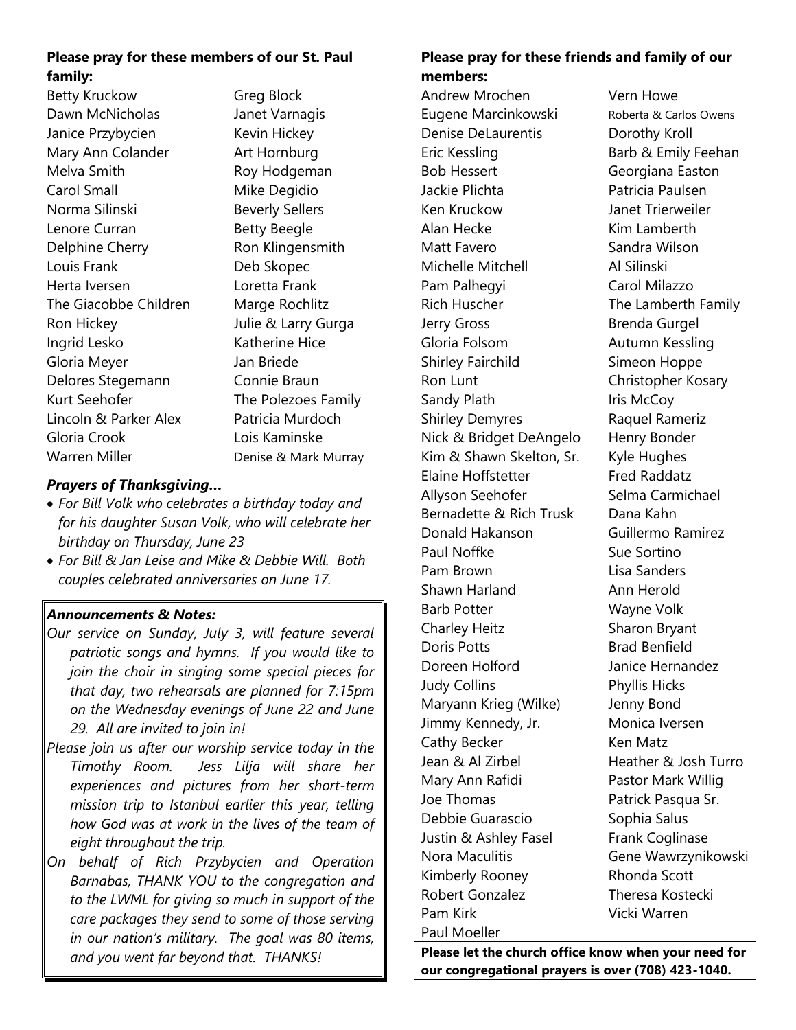**Please pray for these members of our St. Paul family:**

Betty Kruckow
Dawn McNicholas
Janice Przybycien
Mary Ann Colander
Melva Smith
Carol Small
Norma Silinski
Lenore Curran
Delphine Cherry
Louis Frank
Herta Iversen
The Giacobbe Children
Ron Hickey
Ingrid Lesko
Gloria Meyer
Delores Stegemann
Kurt Seehofer
Lincoln & Parker Alex
Gloria Crook
Warren Miller
Greg Block
Janet Varnagis
Kevin Hickey
Art Hornburg
Roy Hodgeman
Mike Degidio
Beverly Sellers
Betty Beegle
Ron Klingensmith
Deb Skopec
Loretta Frank
Marge Rochlitz
Julie & Larry Gurga
Katherine Hice
Jan Briede
Connie Braun
The Polezoes Family
Patricia Murdoch
Lois Kaminske
Denise & Mark Murray

***Prayers of Thanksgiving…***

- *For Bill Volk who celebrates a birthday today and for his daughter Susan Volk, who will celebrate her birthday on Thursday, June 23*
- *For Bill & Jan Leise and Mike & Debbie Will. Both couples celebrated anniversaries on June 17.*

***Announcements & Notes:***

*Our service on Sunday, July 3, will feature several patriotic songs and hymns. If you would like to join the choir in singing some special pieces for that day, two rehearsals are planned for 7:15pm on the Wednesday evenings of June 22 and June 29. All are invited to join in!*

*Please join us after our worship service today in the Timothy Room. Jess Lilja will share her experiences and pictures from her short-term mission trip to Istanbul earlier this year, telling how God was at work in the lives of the team of eight throughout the trip.*

*On behalf of Rich Przybycien and Operation Barnabas, THANK YOU to the congregation and to the LWML for giving so much in support of the care packages they send to some of those serving in our nation's military. The goal was 80 items, and you went far beyond that. THANKS!*

**Please pray for these friends and family of our members:**

Andrew Mrochen
Eugene Marcinkowski
Denise DeLaurentis
Eric Kessling
Bob Hessert
Jackie Plichta
Ken Kruckow
Alan Hecke
Matt Favero
Michelle Mitchell
Pam Palhegyi
Rich Huscher
Jerry Gross
Gloria Folsom
Shirley Fairchild
Ron Lunt
Sandy Plath
Shirley Demyres
Nick & Bridget DeAngelo
Kim & Shawn Skelton, Sr.
Elaine Hoffstetter
Allyson Seehofer
Bernadette & Rich Trusk
Donald Hakanson
Paul Noffke
Pam Brown
Shawn Harland
Barb Potter
Charley Heitz
Doris Potts
Doreen Holford
Judy Collins
Maryann Krieg (Wilke)
Jimmy Kennedy, Jr.
Cathy Becker
Jean & Al Zirbel
Mary Ann Rafidi
Joe Thomas
Debbie Guarascio
Justin & Ashley Fasel
Nora Maculitis
Kimberly Rooney
Robert Gonzalez
Pam Kirk
Paul Moeller
Vern Howe
Roberta & Carlos Owens
Dorothy Kroll
Barb & Emily Feehan
Georgiana Easton
Patricia Paulsen
Janet Trierweiler
Kim Lamberth
Sandra Wilson
Al Silinski
Carol Milazzo
The Lamberth Family
Brenda Gurgel
Autumn Kessling
Simeon Hoppe
Christopher Kosary
Iris McCoy
Raquel Rameriz
Henry Bonder
Kyle Hughes
Fred Raddatz
Selma Carmichael
Dana Kahn
Guillermo Ramirez
Sue Sortino
Lisa Sanders
Ann Herold
Wayne Volk
Sharon Bryant
Brad Benfield
Janice Hernandez
Phyllis Hicks
Jenny Bond
Monica Iversen
Ken Matz
Heather & Josh Turro
Pastor Mark Willig
Patrick Pasqua Sr.
Sophia Salus
Frank Coglinase
Gene Wawrzynikowski
Rhonda Scott
Theresa Kostecki
Vicki Warren

**Please let the church office know when your need for our congregational prayers is over (708) 423-1040.**